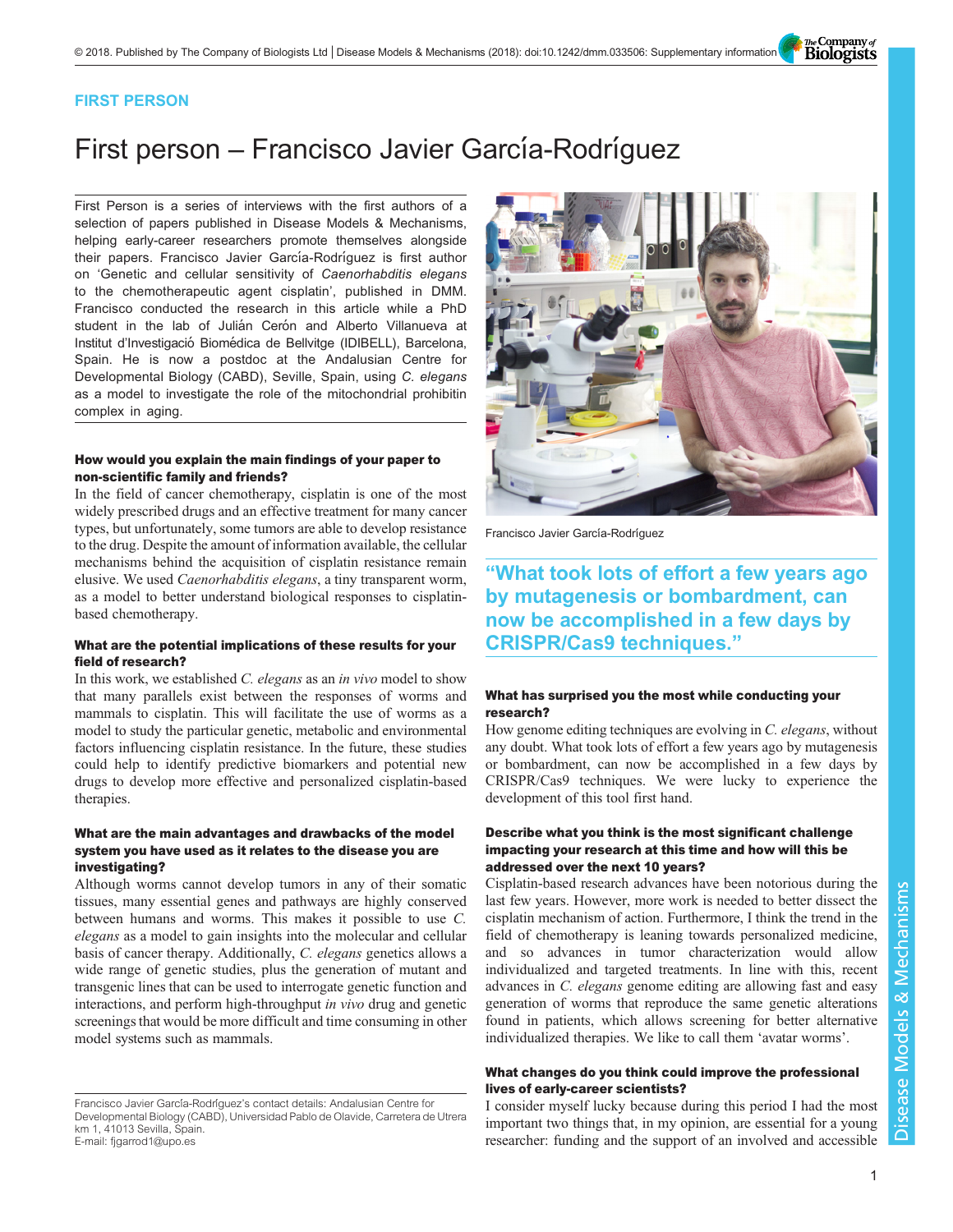FIRST PERSON

# First person – Francisco Javier García-Rodríguez

First Person is a series of interviews with the first authors of a selection of papers published in Disease Models & Mechanisms, helping early-career researchers promote themselves alongside their papers. Francisco Javier García-Rodríguez is first author on 'Genetic and cellular sensitivity of *Caenorhabditis elegans* to the chemotherapeutic agent cisplatin', published in DMM. Francisco conducted the research in this article while a PhD student in the lab of Julián Cerón and Alberto Villanueva at Institut d'Investigació Biomédica de Bellvitge (IDIBELL), Barcelona, Spain. He is now a postdoc at the Andalusian Centre for Developmental Biology (CABD), Seville, Spain, using *C. elegans* as a model to investigate the role of the mitochondrial prohibitin complex in aging.

Francisco Javier García-Rodríguez

**How would you explain the main findings of your paper to non-scientific family and friends?**

In the field of cancer chemotherapy, cisplatin is one of the most widely prescribed drugs and an effective treatment for many cancer types, but unfortunately, some tumors are able to develop resistance to the drug. Despite the amount of information available, the cellular mechanisms behind the acquisition of cisplatin resistance remain elusive. We used *Caenorhabditis elegans*, a tiny transparent worm, as a model to better understand biological responses to cisplatin-based chemotherapy.

**What are the potential implications of these results for your field of research?**

In this work, we established *C. elegans* as an *in vivo* model to show that many parallels exist between the responses of worms and mammals to cisplatin. This will facilitate the use of worms as a model to study the particular genetic, metabolic and environmental factors influencing cisplatin resistance. In the future, these studies could help to identify predictive biomarkers and potential new drugs to develop more effective and personalized cisplatin-based therapies.

**What are the main advantages and drawbacks of the model system you have used as it relates to the disease you are investigating?**

Although worms cannot develop tumors in any of their somatic tissues, many essential genes and pathways are highly conserved between humans and worms. This makes it possible to use *C. elegans* as a model to gain insights into the molecular and cellular basis of cancer therapy. Additionally, *C. elegans* genetics allows a wide range of genetic studies, plus the generation of mutant and transgenic lines that can be used to interrogate genetic function and interactions, and perform high-throughput *in vivo* drug and genetic screenings that would be more difficult and time consuming in other model systems such as mammals.

> "What took lots of effort a few years ago by mutagenesis or bombardment, can now be accomplished in a few days by CRISPR/Cas9 techniques."

**What has surprised you the most while conducting your research?**

How genome editing techniques are evolving in *C. elegans*, without any doubt. What took lots of effort a few years ago by mutagenesis or bombardment, can now be accomplished in a few days by CRISPR/Cas9 techniques. We were lucky to experience the development of this tool first hand.

**Describe what you think is the most significant challenge impacting your research at this time and how will this be addressed over the next 10 years?**

Cisplatin-based research advances have been notorious during the last few years. However, more work is needed to better dissect the cisplatin mechanism of action. Furthermore, I think the trend in the field of chemotherapy is leaning towards personalized medicine, and so advances in tumor characterization would allow individualized and targeted treatments. In line with this, recent advances in *C. elegans* genome editing are allowing fast and easy generation of worms that reproduce the same genetic alterations found in patients, which allows screening for better alternative individualized therapies. We like to call them 'avatar worms'.

**What changes do you think could improve the professional lives of early-career scientists?**

I consider myself lucky because during this period I had the most important two things that, in my opinion, are essential for a young researcher: funding and the support of an involved and accessible

Francisco Javier García-Rodríguez's contact details: Andalusian Centre for Developmental Biology (CABD), Universidad Pablo de Olavide, Carretera de Utrera km 1, 41013 Sevilla, Spain.
E-mail: fjgarrod1@upo.es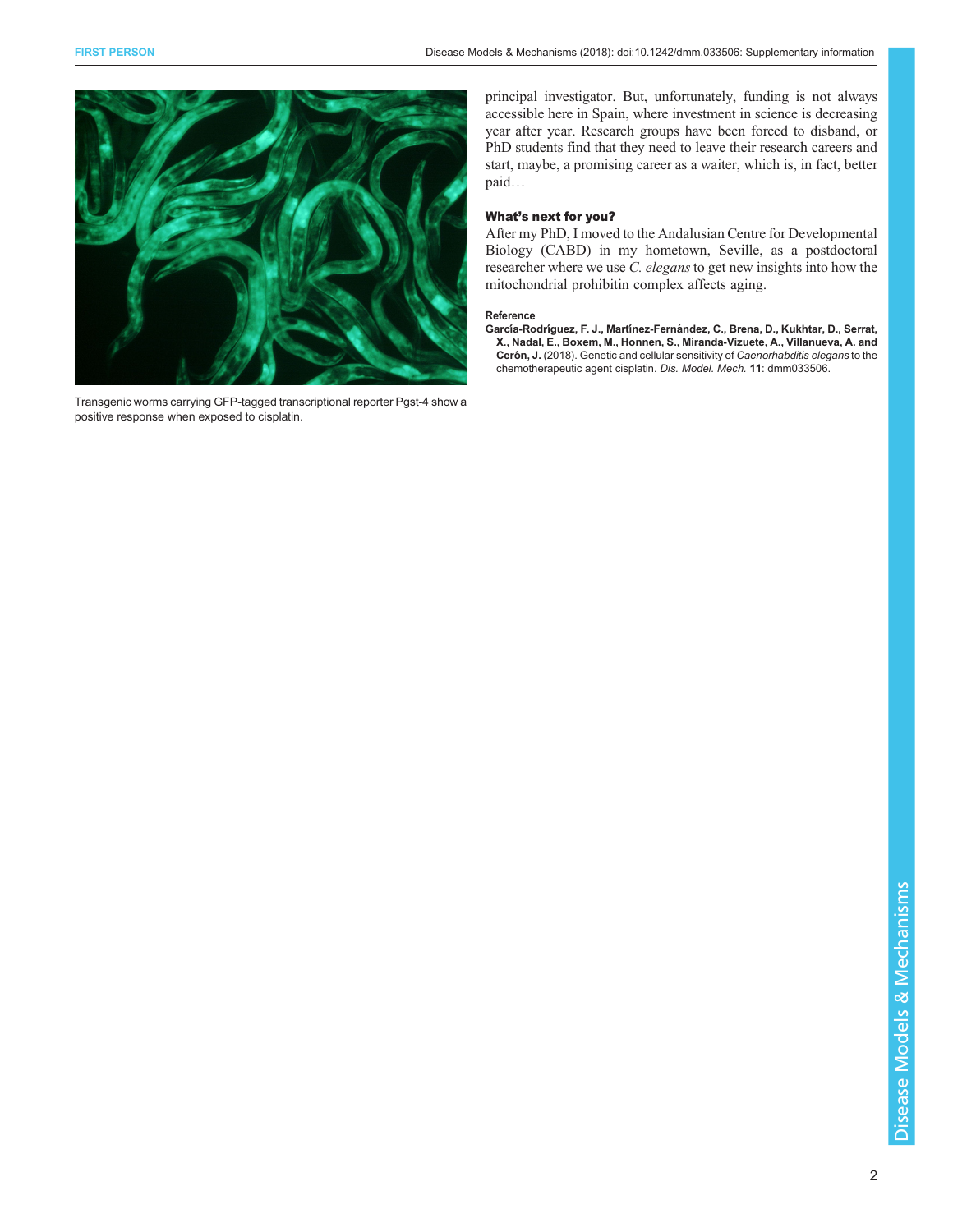Transgenic worms carrying GFP-tagged transcriptional reporter Pgst-4 show a positive response when exposed to cisplatin.

principal investigator. But, unfortunately, funding is not always accessible here in Spain, where investment in science is decreasing year after year. Research groups have been forced to disband, or PhD students find that they need to leave their research careers and start, maybe, a promising career as a waiter, which is, in fact, better paid…

### What's next for you?

After my PhD, I moved to the Andalusian Centre for Developmental Biology (CABD) in my hometown, Seville, as a postdoctoral researcher where we use *C. elegans* to get new insights into how the mitochondrial prohibitin complex affects aging.

#### Reference

**García-Rodríguez, F. J., Martínez-Fernández, C., Brena, D., Kukhtar, D., Serrat, X., Nadal, E., Boxem, M., Honnen, S., Miranda-Vizuete, A., Villanueva, A. and Cerón, J.** (2018). Genetic and cellular sensitivity of *Caenorhabditis elegans* to the chemotherapeutic agent cisplatin. *Dis. Model. Mech.* **11**: dmm033506.